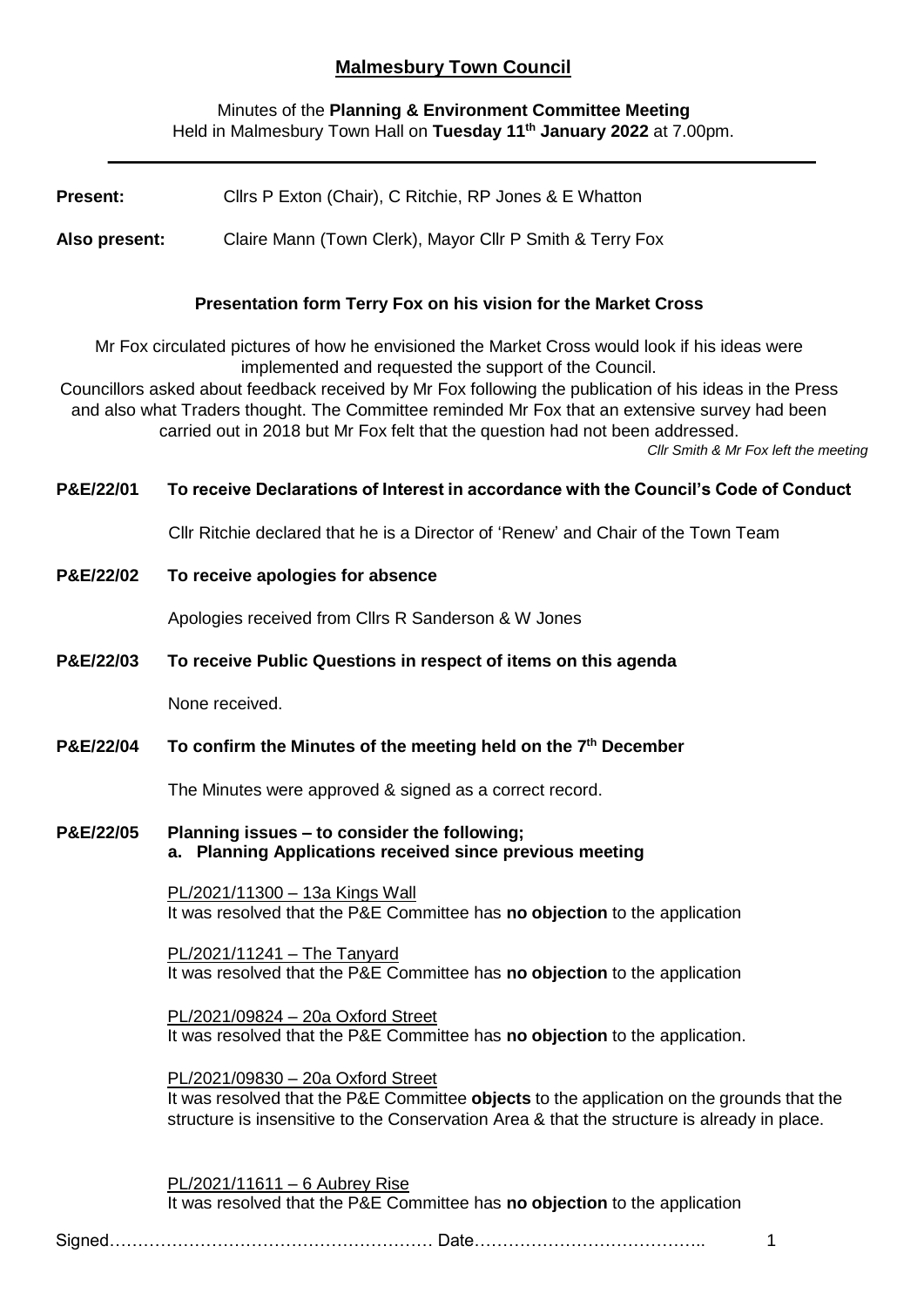# Malmesbury Town Council

Minutes of the **Planning & Environment Committee Meeting**
Held in Malmesbury Town Hall on **Tuesday 11th January 2022** at 7.00pm.

---

**Present:** Cllrs P Exton (Chair), C Ritchie, RP Jones & E Whatton

**Also present:** Claire Mann (Town Clerk), Mayor Cllr P Smith & Terry Fox

### Presentation form Terry Fox on his vision for the Market Cross

Mr Fox circulated pictures of how he envisioned the Market Cross would look if his ideas were implemented and requested the support of the Council.
Councillors asked about feedback received by Mr Fox following the publication of his ideas in the Press and also what Traders thought. The Committee reminded Mr Fox that an extensive survey had been carried out in 2018 but Mr Fox felt that the question had not been addressed.

*Cllr Smith & Mr Fox left the meeting*

**P&E/22/01 To receive Declarations of Interest in accordance with the Council's Code of Conduct**

Cllr Ritchie declared that he is a Director of 'Renew' and Chair of the Town Team

**P&E/22/02 To receive apologies for absence**

Apologies received from Cllrs R Sanderson & W Jones

**P&E/22/03 To receive Public Questions in respect of items on this agenda**

None received.

**P&E/22/04 To confirm the Minutes of the meeting held on the 7th December**

The Minutes were approved & signed as a correct record.

**P&E/22/05 Planning issues – to consider the following;**
**a. Planning Applications received since previous meeting**

PL/2021/11300 – 13a Kings Wall
It was resolved that the P&E Committee has **no objection** to the application

PL/2021/11241 – The Tanyard
It was resolved that the P&E Committee has **no objection** to the application

PL/2021/09824 – 20a Oxford Street
It was resolved that the P&E Committee has **no objection** to the application.

PL/2021/09830 – 20a Oxford Street
It was resolved that the P&E Committee **objects** to the application on the grounds that the structure is insensitive to the Conservation Area & that the structure is already in place.

PL/2021/11611 – 6 Aubrey Rise
It was resolved that the P&E Committee has **no objection** to the application

Signed………………………………………………… Date…………………………………..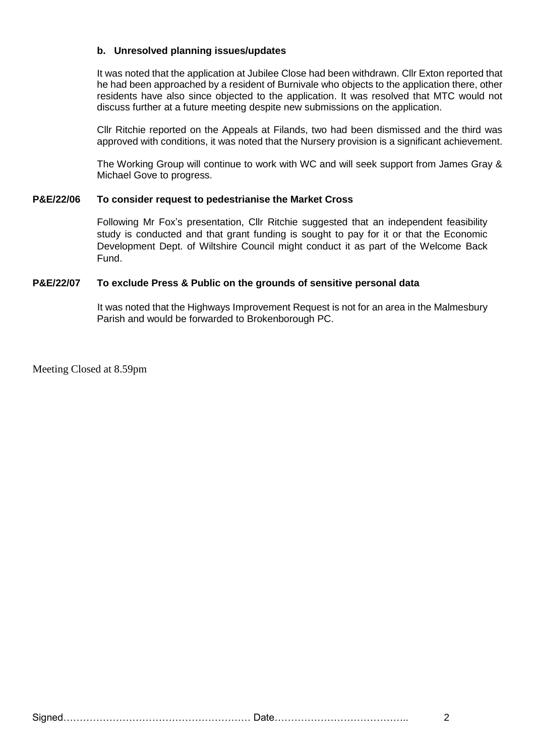**b. Unresolved planning issues/updates**

It was noted that the application at Jubilee Close had been withdrawn. Cllr Exton reported that he had been approached by a resident of Burnivale who objects to the application there, other residents have also since objected to the application. It was resolved that MTC would not discuss further at a future meeting despite new submissions on the application.

Cllr Ritchie reported on the Appeals at Filands, two had been dismissed and the third was approved with conditions, it was noted that the Nursery provision is a significant achievement.

The Working Group will continue to work with WC and will seek support from James Gray & Michael Gove to progress.

**P&E/22/06 To consider request to pedestrianise the Market Cross**

Following Mr Fox's presentation, Cllr Ritchie suggested that an independent feasibility study is conducted and that grant funding is sought to pay for it or that the Economic Development Dept. of Wiltshire Council might conduct it as part of the Welcome Back Fund.

**P&E/22/07 To exclude Press & Public on the grounds of sensitive personal data**

It was noted that the Highways Improvement Request is not for an area in the Malmesbury Parish and would be forwarded to Brokenborough PC.

Meeting Closed at 8.59pm

Signed………………………………………………… Date…………………………………..